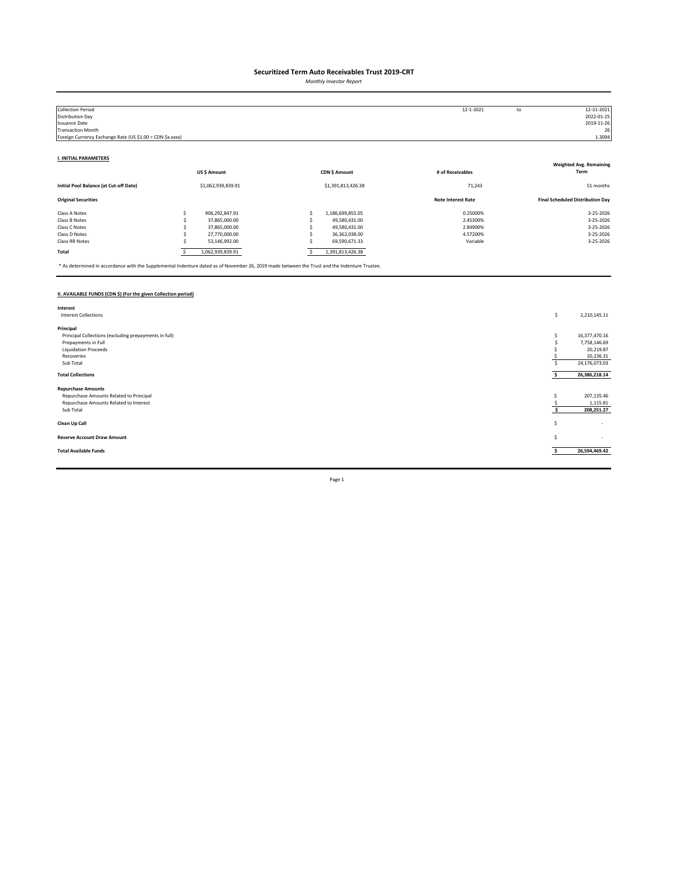# Securitized Term Auto Receivables Trust 2019-CRT

*Monthly Investor Report*

| | | | |
|---|---|---|---|
| Collection Period | 12-1-2021 | to | 12-31-2021 |
| Distribution Day | | | 2022-01-25 |
| Issuance Date | | | 2019-11-26 |
| Transaction Month | | | 26 |
| Foreign Currency Exchange Rate (US $1.00 = CDN $x.xxxx) | | | 1.3094 |

## I. INITIAL PARAMETERS

| | US $ Amount | CDN $ Amount | # of Receivables | Weighted Avg. Remaining Term |
|---|---|---|---|---|
| **Initial Pool Balance (at Cut-off Date)** | $1,062,939,839.91 | $1,391,813,426.38 | 71,243 | 51 months |

| **Original Securities** | | | **Note Interest Rate** | **Final Scheduled Distribution Day** |
|---|---|---|---|---|
| Class A Notes | $ 906,292,847.91 | $ 1,186,699,855.05 | 0.25000% | 3-25-2026 |
| Class B Notes | $ 37,865,000.00 | $ 49,580,431.00 | 2.45300% | 3-25-2026 |
| Class C Notes | $ 37,865,000.00 | $ 49,580,431.00 | 2.84900% | 3-25-2026 |
| Class D Notes | $ 27,770,000.00 | $ 36,362,038.00 | 4.57200% | 3-25-2026 |
| Class RR Notes | $ 53,146,992.00 | $ 69,590,671.33 | Variable | 3-25-2026 |
| **Total** | $ 1,062,939,839.91 | $ 1,391,813,426.38 | | |

\* As determined in accordance with the Supplemental Indenture dated as of November 26, 2019 made between the Trust and the Indenture Trustee.

## II. AVAILABLE FUNDS (CDN $) (For the given Collection period)

| | |
|---|---|
| **Interest** | |
| Interest Collections | $ 2,210,145.11 |
| **Principal** | |
| Principal Collections (excluding prepayments in full) | $ 16,377,470.16 |
| Prepayments in Full | $ 7,758,146.69 |
| Liquidation Proceeds | $ 20,219.87 |
| Recoveries | $ 20,236.31 |
| Sub Total | $ 24,176,073.03 |
| **Total Collections** | **$ 26,386,218.14** |
| **Repurchase Amounts** | |
| Repurchase Amounts Related to Principal | $ 207,135.46 |
| Repurchase Amounts Related to Interest | $ 1,115.81 |
| Sub Total | **$ 208,251.27** |
| **Clean Up Call** | $ - |
| **Reserve Account Draw Amount** | $ - |
| **Total Available Funds** | **$ 26,594,469.42** |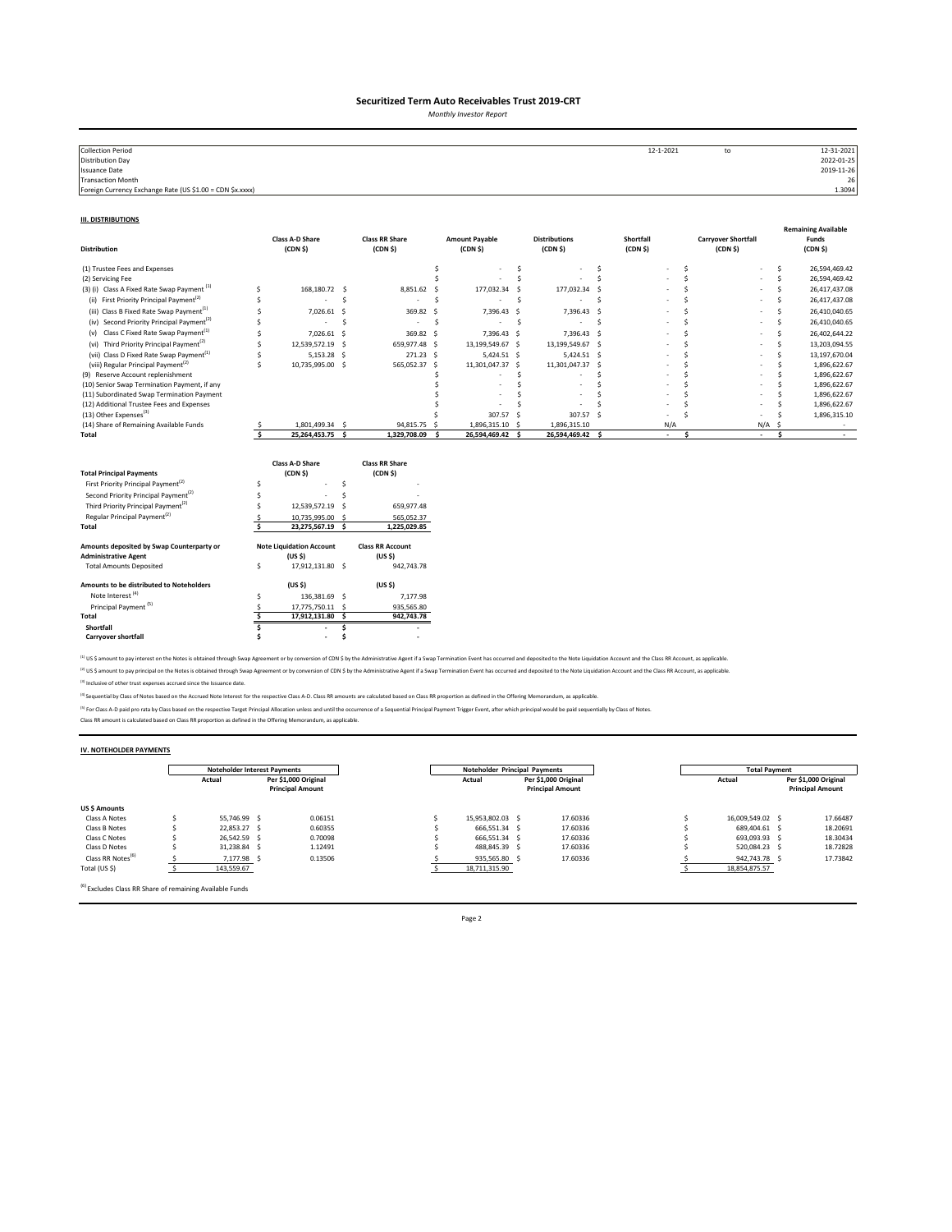# Securitized Term Auto Receivables Trust 2019-CRT

*Monthly Investor Report*

| | | | |
|---|---|---|---|
| Collection Period | 12-1-2021 | to | 12-31-2021 |
| Distribution Day | | | 2022-01-25 |
| Issuance Date | | | 2019-11-26 |
| Transaction Month | | | 26 |
| Foreign Currency Exchange Rate (US $1.00 = CDN $x.xxxx) | | | 1.3094 |

## III. DISTRIBUTIONS

| Distribution | Class A-D Share (CDN $) | Class RR Share (CDN $) | Amount Payable (CDN $) | Distributions (CDN $) | Shortfall (CDN $) | Carryover Shortfall (CDN $) | Remaining Available Funds (CDN $) |
|---|---|---|---|---|---|---|---|
| (1) Trustee Fees and Expenses | | | $ - | $ - | $ - | $ - | $ 26,594,469.42 |
| (2) Servicing Fee | | | $ - | $ - | $ - | $ - | $ 26,594,469.42 |
| (3) (i) Class A Fixed Rate Swap Payment [1] | $ 168,180.72 | $ 8,851.62 | $ 177,032.34 | $ 177,032.34 | $ - | $ - | $ 26,417,437.08 |
| (ii) First Priority Principal Payment[2] | $ - | $ - | $ - | $ - | $ - | $ - | $ 26,417,437.08 |
| (iii) Class B Fixed Rate Swap Payment[1] | $ 7,026.61 | $ 369.82 | $ 7,396.43 | $ 7,396.43 | $ - | $ - | $ 26,410,040.65 |
| (iv) Second Priority Principal Payment[2] | $ - | $ - | $ - | $ - | $ - | $ - | $ 26,410,040.65 |
| (v) Class C Fixed Rate Swap Payment[1] | $ 7,026.61 | $ 369.82 | $ 7,396.43 | $ 7,396.43 | $ - | $ - | $ 26,402,644.22 |
| (vi) Third Priority Principal Payment[2] | $ 12,539,572.19 | $ 659,977.48 | $ 13,199,549.67 | $ 13,199,549.67 | $ - | $ - | $ 13,203,094.55 |
| (vii) Class D Fixed Rate Swap Payment[1] | $ 5,153.28 | $ 271.23 | $ 5,424.51 | $ 5,424.51 | $ - | $ - | $ 13,197,670.04 |
| (viii) Regular Principal Payment[2] | $ 10,735,995.00 | $ 565,052.37 | $ 11,301,047.37 | $ 11,301,047.37 | $ - | $ - | $ 1,896,622.67 |
| (9) Reserve Account replenishment | | | $ - | $ - | $ - | $ - | $ 1,896,622.67 |
| (10) Senior Swap Termination Payment, if any | | | $ - | $ - | $ - | $ - | $ 1,896,622.67 |
| (11) Subordinated Swap Termination Payment | | | $ - | $ - | $ - | $ - | $ 1,896,622.67 |
| (12) Additional Trustee Fees and Expenses | | | $ - | $ - | $ - | $ - | $ 1,896,622.67 |
| (13) Other Expenses[3] | | | $ 307.57 | $ 307.57 | $ - | $ - | $ 1,896,315.10 |
| (14) Share of Remaining Available Funds | $ 1,801,499.34 | $ 94,815.75 | $ 1,896,315.10 | $ 1,896,315.10 | N/A | N/A | $ - |
| **Total** | **$ 25,264,453.75** | **$ 1,329,708.09** | **$ 26,594,469.42** | **$ 26,594,469.42** | **$ -** | **$ -** | **$ -** |

| Total Principal Payments | Class A-D Share (CDN $) | Class RR Share (CDN $) |
|---|---|---|
| First Priority Principal Payment[2] | $ - | $ - |
| Second Priority Principal Payment[2] | $ - | $ - |
| Third Priority Principal Payment[2] | $ 12,539,572.19 | $ 659,977.48 |
| Regular Principal Payment[2] | $ 10,735,995.00 | $ 565,052.37 |
| **Total** | **$ 23,275,567.19** | **$ 1,225,029.85** |

| Amounts deposited by Swap Counterparty or Administrative Agent | Note Liquidation Account (US $) | Class RR Account (US $) |
|---|---|---|
| Total Amounts Deposited | $ 17,912,131.80 | $ 942,743.78 |

| Amounts to be distributed to Noteholders | (US $) | (US $) |
|---|---|---|
| Note Interest [4] | $ 136,381.69 | $ 7,177.98 |
| Principal Payment [5] | $ 17,775,750.11 | $ 935,565.80 |
| **Total** | **$ 17,912,131.80** | **$ 942,743.78** |
| **Shortfall** | **$ -** | **$ -** |
| **Carryover shortfall** | **$ -** | **$ -** |

[1] US $ amount to pay interest on the Notes is obtained through Swap Agreement or by conversion of CDN $ by the Administrative Agent if a Swap Termination Event has occurred and deposited to the Note Liquidation Account and the Class RR Account, as applicable.

[2] US $ amount to pay principal on the Notes is obtained through Swap Agreement or by conversion of CDN $ by the Administrative Agent if a Swap Termination Event has occurred and deposited to the Note Liquidation Account and the Class RR Account, as applicable.

[3] Inclusive of other trust expenses accrued since the Issuance date.

[4] Sequential by Class of Notes based on the Accrued Note Interest for the respective Class A-D. Class RR amounts are calculated based on Class RR proportion as defined in the Offering Memorandum, as applicable.

[5] For Class A-D paid pro rata by Class based on the respective Target Principal Allocation unless and until the occurrence of a Sequential Principal Payment Trigger Event, after which principal would be paid sequentially by Class of Notes.
Class RR amount is calculated based on Class RR proportion as defined in the Offering Memorandum, as applicable.

## IV. NOTEHOLDER PAYMENTS

| | Noteholder Interest Payments | | Noteholder Principal Payments | | Total Payment | |
|---|---|---|---|---|---|---|
| | Actual | Per $1,000 Original Principal Amount | Actual | Per $1,000 Original Principal Amount | Actual | Per $1,000 Original Principal Amount |
| **US $ Amounts** | | | | | | |
| Class A Notes | $ 55,746.99 | $ 0.06151 | $ 15,953,802.03 | $ 17.60336 | $ 16,009,549.02 | $ 17.66487 |
| Class B Notes | $ 22,853.27 | $ 0.60355 | $ 666,551.34 | $ 17.60336 | $ 689,404.61 | $ 18.20691 |
| Class C Notes | $ 26,542.59 | $ 0.70098 | $ 666,551.34 | $ 17.60336 | $ 693,093.93 | $ 18.30434 |
| Class D Notes | $ 31,238.84 | $ 1.12491 | $ 488,845.39 | $ 17.60336 | $ 520,084.23 | $ 18.72828 |
| Class RR Notes[6] | $ 7,177.98 | $ 0.13506 | $ 935,565.80 | $ 17.60336 | $ 942,743.78 | $ 17.73842 |
| Total (US $) | $ 143,559.67 | | $ 18,711,315.90 | | $ 18,854,875.57 | |

[6] Excludes Class RR Share of remaining Available Funds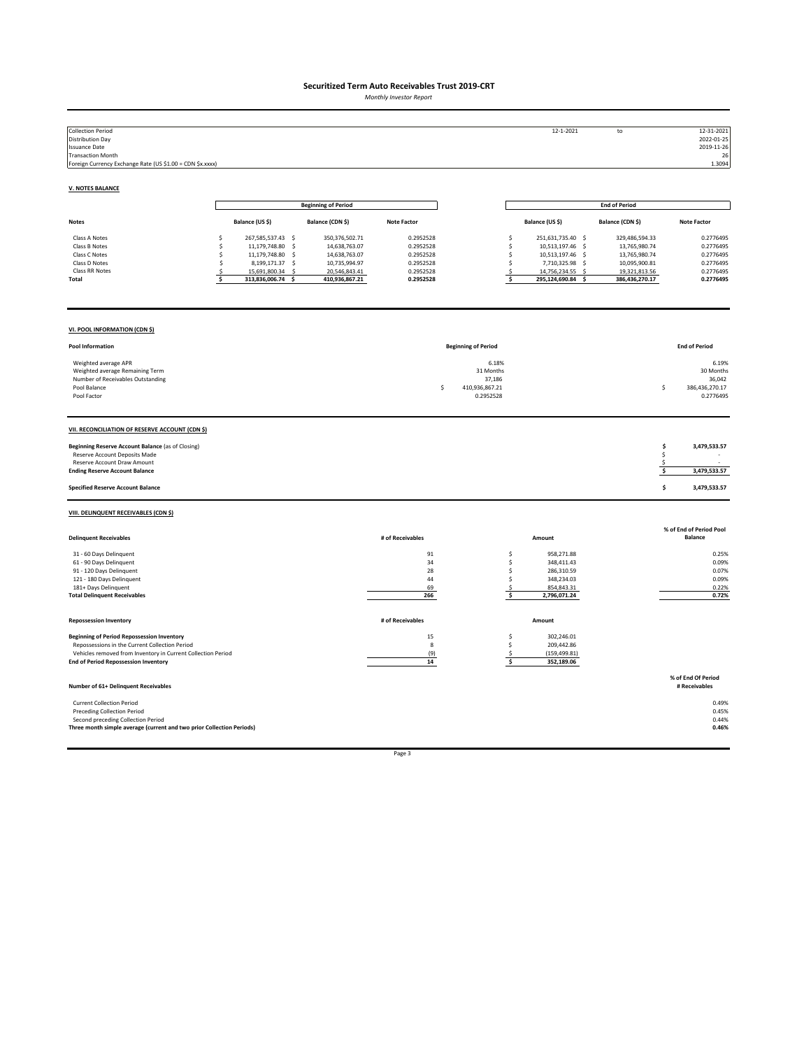# Securitized Term Auto Receivables Trust 2019-CRT

*Monthly Investor Report*

| | | | |
|---|---|---|---|
| Collection Period | 12-1-2021 | to | 12-31-2021 |
| Distribution Day | | | 2022-01-25 |
| Issuance Date | | | 2019-11-26 |
| Transaction Month | | | 26 |
| Foreign Currency Exchange Rate (US $1.00 = CDN $x.xxxx) | | | 1.3094 |

## V. NOTES BALANCE

| | Beginning of Period | | | End of Period | | |
|---|---|---|---|---|---|---|
| **Notes** | **Balance (US $)** | **Balance (CDN $)** | **Note Factor** | **Balance (US $)** | **Balance (CDN $)** | **Note Factor** |
| Class A Notes | $ 267,585,537.43 | $ 350,376,502.71 | 0.2952528 | $ 251,631,735.40 | $ 329,486,594.33 | 0.2776495 |
| Class B Notes | $ 11,179,748.80 | $ 14,638,763.07 | 0.2952528 | $ 10,513,197.46 | $ 13,765,980.74 | 0.2776495 |
| Class C Notes | $ 11,179,748.80 | $ 14,638,763.07 | 0.2952528 | $ 10,513,197.46 | $ 13,765,980.74 | 0.2776495 |
| Class D Notes | $ 8,199,171.37 | $ 10,735,994.97 | 0.2952528 | $ 7,710,325.98 | $ 10,095,900.81 | 0.2776495 |
| Class RR Notes | $ 15,691,800.34 | $ 20,546,843.41 | 0.2952528 | $ 14,756,234.55 | $ 19,321,813.56 | 0.2776495 |
| **Total** | **$ 313,836,006.74** | **$ 410,936,867.21** | **0.2952528** | **$ 295,124,690.84** | **$ 386,436,270.17** | **0.2776495** |

## VI. POOL INFORMATION (CDN $)

| **Pool Information** | **Beginning of Period** | **End of Period** |
|---|---|---|
| Weighted average APR | 6.18% | 6.19% |
| Weighted average Remaining Term | 31 Months | 30 Months |
| Number of Receivables Outstanding | 37,186 | 36,042 |
| Pool Balance | $ 410,936,867.21 | $ 386,436,270.17 |
| Pool Factor | 0.2952528 | 0.2776495 |

## VII. RECONCILIATION OF RESERVE ACCOUNT (CDN $)

| | |
|---|---|
| **Beginning Reserve Account Balance** (as of Closing) | **$ 3,479,533.57** |
| Reserve Account Deposits Made | $ - |
| Reserve Account Draw Amount | $ - |
| **Ending Reserve Account Balance** | **$ 3,479,533.57** |
| **Specified Reserve Account Balance** | **$ 3,479,533.57** |

## VIII. DELINQUENT RECEIVABLES (CDN $)

| **Delinquent Receivables** | **# of Receivables** | **Amount** | **% of End of Period Pool Balance** |
|---|---|---|---|
| 31 - 60 Days Delinquent | 91 | $ 958,271.88 | 0.25% |
| 61 - 90 Days Delinquent | 34 | $ 348,411.43 | 0.09% |
| 91 - 120 Days Delinquent | 28 | $ 286,310.59 | 0.07% |
| 121 - 180 Days Delinquent | 44 | $ 348,234.03 | 0.09% |
| 181+ Days Delinquent | 69 | $ 854,843.31 | 0.22% |
| **Total Delinquent Receivables** | **266** | **$ 2,796,071.24** | **0.72%** |

| **Repossession Inventory** | **# of Receivables** | **Amount** |
|---|---|---|
| **Beginning of Period Repossession Inventory** | 15 | $ 302,246.01 |
| Repossessions in the Current Collection Period | 8 | $ 209,442.86 |
| Vehicles removed from Inventory in Current Collection Period | (9) | $ (159,499.81) |
| **End of Period Repossession Inventory** | **14** | **$ 352,189.06** |

| **Number of 61+ Delinquent Receivables** | **% of End Of Period # Receivables** |
|---|---|
| Current Collection Period | 0.49% |
| Preceding Collection Period | 0.45% |
| Second preceding Collection Period | 0.44% |
| **Three month simple average (current and two prior Collection Periods)** | **0.46%** |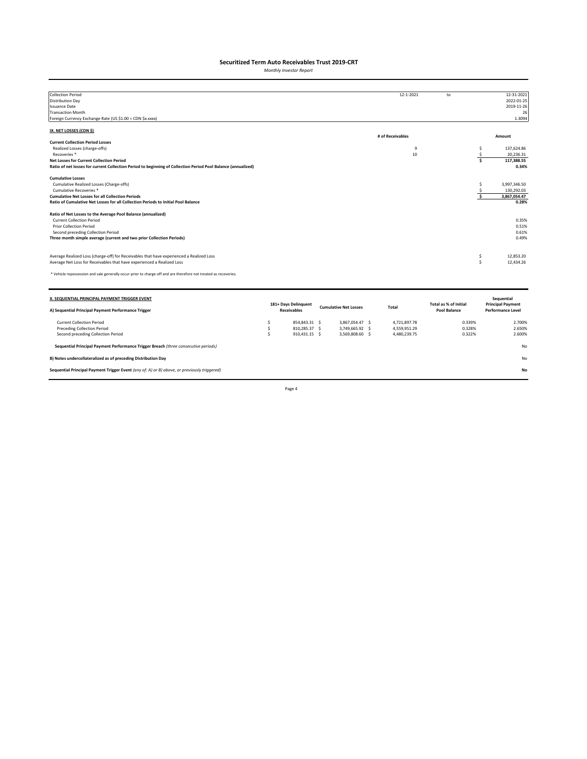# Securitized Term Auto Receivables Trust 2019-CRT

*Monthly Investor Report*

| | | | |
|---|---|---|---|
| Collection Period | 12-1-2021 | to | 12-31-2021 |
| Distribution Day | | | 2022-01-25 |
| Issuance Date | | | 2019-11-26 |
| Transaction Month | | | 26 |
| Foreign Currency Exchange Rate (US $1.00 = CDN $x.xxxx) | | | 1.3094 |

## IX. NET LOSSES (CDN $)

| | # of Receivables | Amount |
|---|---|---|
| **Current Collection Period Losses** | | |
| Realized Losses (charge-offs) | 9 | $ 137,624.86 |
| Recoveries * | 10 | $ 20,236.31 |
| **Net Losses for Current Collection Period** | | **$ 117,388.55** |
| **Ratio of net losses for current Collection Period to beginning of Collection Period Pool Balance (annualized)** | | **0.34%** |
| | | |
| **Cumulative Losses** | | |
| Cumulative Realized Losses (Charge-offs) | | $ 3,997,346.50 |
| Cumulative Recoveries * | | $ 130,292.03 |
| **Cumulative Net Losses for all Collection Periods** | | **$ 3,867,054.47** |
| **Ratio of Cumulative Net Losses for all Collection Periods to Initial Pool Balance** | | **0.28%** |
| | | |
| **Ratio of Net Losses to the Average Pool Balance (annualized)** | | |
| Current Collection Period | | 0.35% |
| Prior Collection Period | | 0.51% |
| Second preceding Collection Period | | 0.61% |
| **Three month simple average (current and two prior Collection Periods)** | | 0.49% |
| | | |
| Average Realized Loss (charge-off) for Receivables that have experienced a Realized Loss | | $ 12,853.20 |
| Average Net Loss for Receivables that have experienced a Realized Loss | | $ 12,434.26 |

* Vehicle repossession and sale generally occur prior to charge-off and are therefore not treated as recoveries.

## X. SEQUENTIAL PRINCIPAL PAYMENT TRIGGER EVENT

| A) Sequential Principal Payment Performance Trigger | 181+ Days Delinquent Receivables | Cumulative Net Losses | Total | Total as % of Initial Pool Balance | Sequential Principal Payment Performance Level |
|---|---|---|---|---|---|
| Current Collection Period | $ 854,843.31 | $ 3,867,054.47 | $ 4,721,897.78 | 0.339% | 2.700% |
| Preceding Collection Period | $ 810,285.37 | $ 3,749,665.92 | $ 4,559,951.29 | 0.328% | 2.650% |
| Second preceding Collection Period | $ 910,431.15 | $ 3,569,808.60 | $ 4,480,239.75 | 0.322% | 2.600% |
| **Sequential Principal Payment Performance Trigger Breach** *(three consecutive periods)* | | | | | No |
| **B) Notes undercollateralized as of preceding Distribution Day** | | | | | No |
| **Sequential Principal Payment Trigger Event** *(any of: A) or B) above, or previously triggered)* | | | | | **No** |